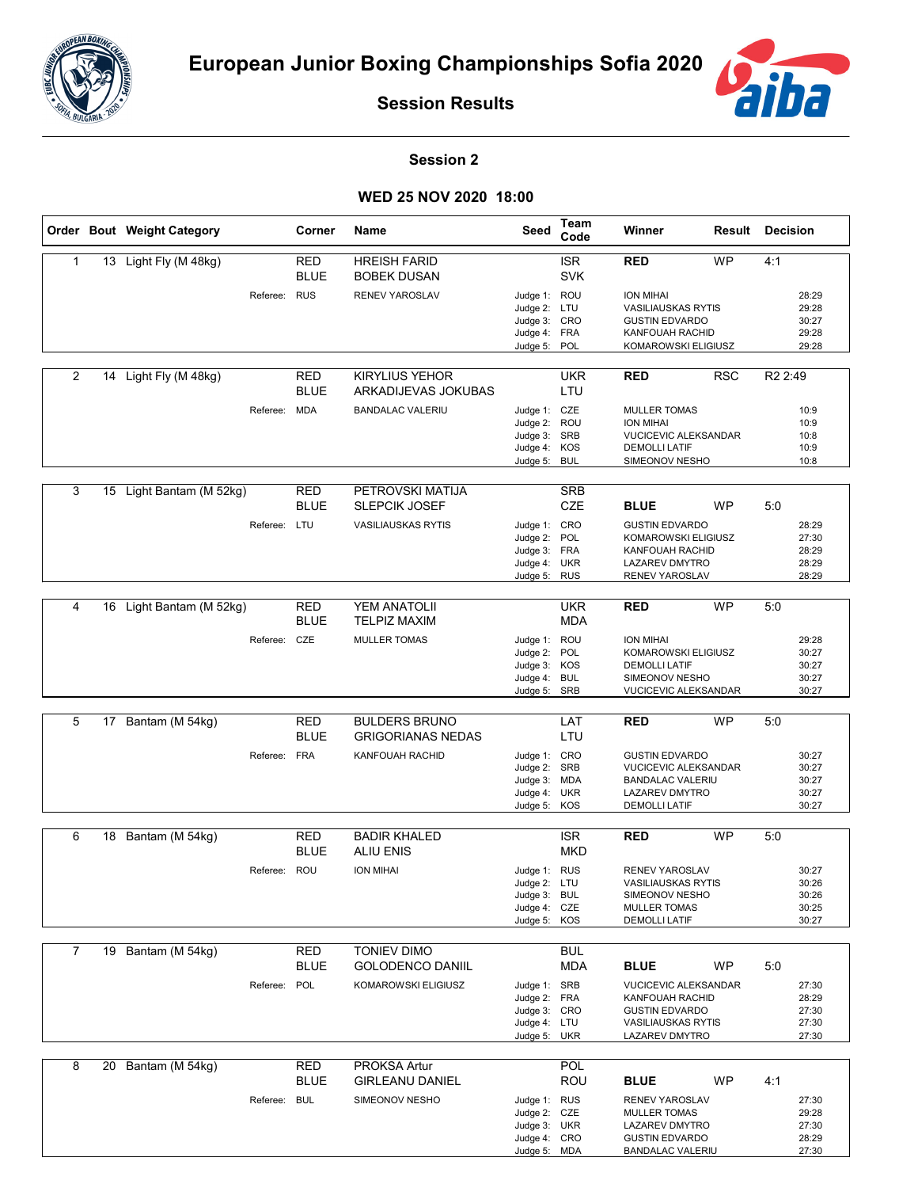# European Junior Boxing Championships Sofia 2020

## Session Results

### Session 2

### WED 25 NOV 2020 18:00

| Order | Bout | Weight Category | Corner | Name | Seed | Team Code | Winner | Result | Decision |
|---|---|---|---|---|---|---|---|---|---|
| 1 | 13 | Light Fly (M 48kg) | RED | HREISH FARID | | ISR | **RED** | WP | 4:1 |
| | | | BLUE | BOBEK DUSAN | | SVK | | | |
| | | Referee: | RUS | RENEV YAROSLAV | Judge 1: | ROU | ION MIHAI | | 28:29 |
| | | | | | Judge 2: | LTU | VASILIAUSKAS RYTIS | | 29:28 |
| | | | | | Judge 3: | CRO | GUSTIN EDVARDO | | 30:27 |
| | | | | | Judge 4: | FRA | KANFOUAH RACHID | | 29:28 |
| | | | | | Judge 5: | POL | KOMAROWSKI ELIGIUSZ | | 29:28 |
| 2 | 14 | Light Fly (M 48kg) | RED | KIRYLIUS YEHOR | | UKR | **RED** | RSC | R2 2:49 |
| | | | BLUE | ARKADIJEVAS JOKUBAS | | LTU | | | |
| | | Referee: | MDA | BANDALAC VALERIU | Judge 1: | CZE | MULLER TOMAS | | 10:9 |
| | | | | | Judge 2: | ROU | ION MIHAI | | 10:9 |
| | | | | | Judge 3: | SRB | VUCICEVIC ALEKSANDAR | | 10:8 |
| | | | | | Judge 4: | KOS | DEMOLLI LATIF | | 10:9 |
| | | | | | Judge 5: | BUL | SIMEONOV NESHO | | 10:8 |
| 3 | 15 | Light Bantam (M 52kg) | RED | PETROVSKI MATIJA | | SRB | | | |
| | | | BLUE | SLEPCIK JOSEF | | CZE | **BLUE** | WP | 5:0 |
| | | Referee: | LTU | VASILIAUSKAS RYTIS | Judge 1: | CRO | GUSTIN EDVARDO | | 28:29 |
| | | | | | Judge 2: | POL | KOMAROWSKI ELIGIUSZ | | 27:30 |
| | | | | | Judge 3: | FRA | KANFOUAH RACHID | | 28:29 |
| | | | | | Judge 4: | UKR | LAZAREV DMYTRO | | 28:29 |
| | | | | | Judge 5: | RUS | RENEV YAROSLAV | | 28:29 |
| 4 | 16 | Light Bantam (M 52kg) | RED | YEM ANATOLII | | UKR | **RED** | WP | 5:0 |
| | | | BLUE | TELPIZ MAXIM | | MDA | | | |
| | | Referee: | CZE | MULLER TOMAS | Judge 1: | ROU | ION MIHAI | | 29:28 |
| | | | | | Judge 2: | POL | KOMAROWSKI ELIGIUSZ | | 30:27 |
| | | | | | Judge 3: | KOS | DEMOLLI LATIF | | 30:27 |
| | | | | | Judge 4: | BUL | SIMEONOV NESHO | | 30:27 |
| | | | | | Judge 5: | SRB | VUCICEVIC ALEKSANDAR | | 30:27 |
| 5 | 17 | Bantam (M 54kg) | RED | BULDERS BRUNO | | LAT | **RED** | WP | 5:0 |
| | | | BLUE | GRIGORIANAS NEDAS | | LTU | | | |
| | | Referee: | FRA | KANFOUAH RACHID | Judge 1: | CRO | GUSTIN EDVARDO | | 30:27 |
| | | | | | Judge 2: | SRB | VUCICEVIC ALEKSANDAR | | 30:27 |
| | | | | | Judge 3: | MDA | BANDALAC VALERIU | | 30:27 |
| | | | | | Judge 4: | UKR | LAZAREV DMYTRO | | 30:27 |
| | | | | | Judge 5: | KOS | DEMOLLI LATIF | | 30:27 |
| 6 | 18 | Bantam (M 54kg) | RED | BADIR KHALED | | ISR | **RED** | WP | 5:0 |
| | | | BLUE | ALIU ENIS | | MKD | | | |
| | | Referee: | ROU | ION MIHAI | Judge 1: | RUS | RENEV YAROSLAV | | 30:27 |
| | | | | | Judge 2: | LTU | VASILIAUSKAS RYTIS | | 30:26 |
| | | | | | Judge 3: | BUL | SIMEONOV NESHO | | 30:26 |
| | | | | | Judge 4: | CZE | MULLER TOMAS | | 30:25 |
| | | | | | Judge 5: | KOS | DEMOLLI LATIF | | 30:27 |
| 7 | 19 | Bantam (M 54kg) | RED | TONIEV DIMO | | BUL | | | |
| | | | BLUE | GOLODENCO DANIIL | | MDA | **BLUE** | WP | 5:0 |
| | | Referee: | POL | KOMAROWSKI ELIGIUSZ | Judge 1: | SRB | VUCICEVIC ALEKSANDAR | | 27:30 |
| | | | | | Judge 2: | FRA | KANFOUAH RACHID | | 28:29 |
| | | | | | Judge 3: | CRO | GUSTIN EDVARDO | | 27:30 |
| | | | | | Judge 4: | LTU | VASILIAUSKAS RYTIS | | 27:30 |
| | | | | | Judge 5: | UKR | LAZAREV DMYTRO | | 27:30 |
| 8 | 20 | Bantam (M 54kg) | RED | PROKSA Artur | | POL | | | |
| | | | BLUE | GIRLEANU DANIEL | | ROU | **BLUE** | WP | 4:1 |
| | | Referee: | BUL | SIMEONOV NESHO | Judge 1: | RUS | RENEV YAROSLAV | | 27:30 |
| | | | | | Judge 2: | CZE | MULLER TOMAS | | 29:28 |
| | | | | | Judge 3: | UKR | LAZAREV DMYTRO | | 27:30 |
| | | | | | Judge 4: | CRO | GUSTIN EDVARDO | | 28:29 |
| | | | | | Judge 5: | MDA | BANDALAC VALERIU | | 27:30 |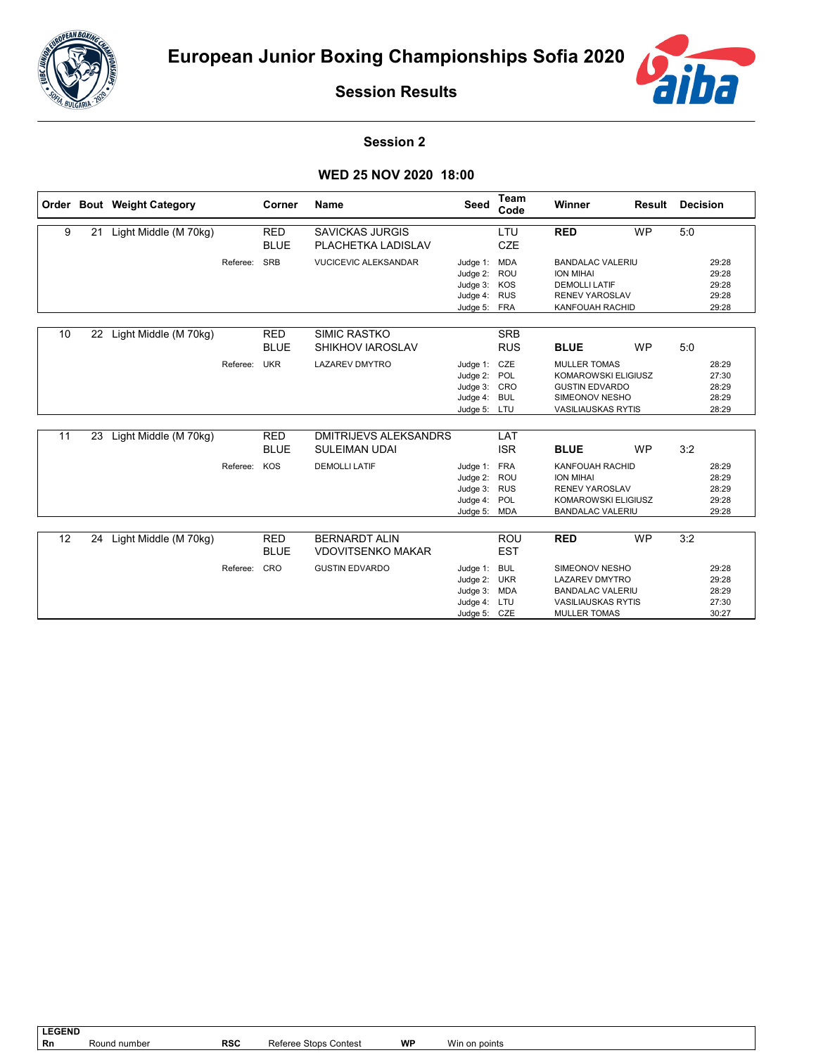# European Junior Boxing Championships Sofia 2020

## Session Results

### Session 2

### WED 25 NOV 2020 18:00

| Order | Bout | Weight Category | Corner | Name | Seed | Team Code | Winner | Result | Decision |
|---|---|---|---|---|---|---|---|---|---|
| 9 | 21 | Light Middle (M 70kg) | RED | SAVICKAS JURGIS | | LTU | **RED** | WP | 5:0 |
| | | | BLUE | PLACHETKA LADISLAV | | CZE | | | |
| | | Referee: | SRB | VUCICEVIC ALEKSANDAR | Judge 1: | MDA | BANDALAC VALERIU | | 29:28 |
| | | | | | Judge 2: | ROU | ION MIHAI | | 29:28 |
| | | | | | Judge 3: | KOS | DEMOLLI LATIF | | 29:28 |
| | | | | | Judge 4: | RUS | RENEV YAROSLAV | | 29:28 |
| | | | | | Judge 5: | FRA | KANFOUAH RACHID | | 29:28 |
| 10 | 22 | Light Middle (M 70kg) | RED | SIMIC RASTKO | | SRB | | | |
| | | | BLUE | SHIKHOV IAROSLAV | | RUS | **BLUE** | WP | 5:0 |
| | | Referee: | UKR | LAZAREV DMYTRO | Judge 1: | CZE | MULLER TOMAS | | 28:29 |
| | | | | | Judge 2: | POL | KOMAROWSKI ELIGIUSZ | | 27:30 |
| | | | | | Judge 3: | CRO | GUSTIN EDVARDO | | 28:29 |
| | | | | | Judge 4: | BUL | SIMEONOV NESHO | | 28:29 |
| | | | | | Judge 5: | LTU | VASILIAUSKAS RYTIS | | 28:29 |
| 11 | 23 | Light Middle (M 70kg) | RED | DMITRIJEVS ALEKSANDRS | | LAT | | | |
| | | | BLUE | SULEIMAN UDAI | | ISR | **BLUE** | WP | 3:2 |
| | | Referee: | KOS | DEMOLLI LATIF | Judge 1: | FRA | KANFOUAH RACHID | | 28:29 |
| | | | | | Judge 2: | ROU | ION MIHAI | | 28:29 |
| | | | | | Judge 3: | RUS | RENEV YAROSLAV | | 28:29 |
| | | | | | Judge 4: | POL | KOMAROWSKI ELIGIUSZ | | 29:28 |
| | | | | | Judge 5: | MDA | BANDALAC VALERIU | | 29:28 |
| 12 | 24 | Light Middle (M 70kg) | RED | BERNARDT ALIN | | ROU | **RED** | WP | 3:2 |
| | | | BLUE | VDOVITSENKO MAKAR | | EST | | | |
| | | Referee: | CRO | GUSTIN EDVARDO | Judge 1: | BUL | SIMEONOV NESHO | | 29:28 |
| | | | | | Judge 2: | UKR | LAZAREV DMYTRO | | 29:28 |
| | | | | | Judge 3: | MDA | BANDALAC VALERIU | | 28:29 |
| | | | | | Judge 4: | LTU | VASILIAUSKAS RYTIS | | 27:30 |
| | | | | | Judge 5: | CZE | MULLER TOMAS | | 30:27 |

**LEGEND**

| | | | | | |
|---|---|---|---|---|---|
| **Rn** | Round number | **RSC** | Referee Stops Contest | **WP** | Win on points |